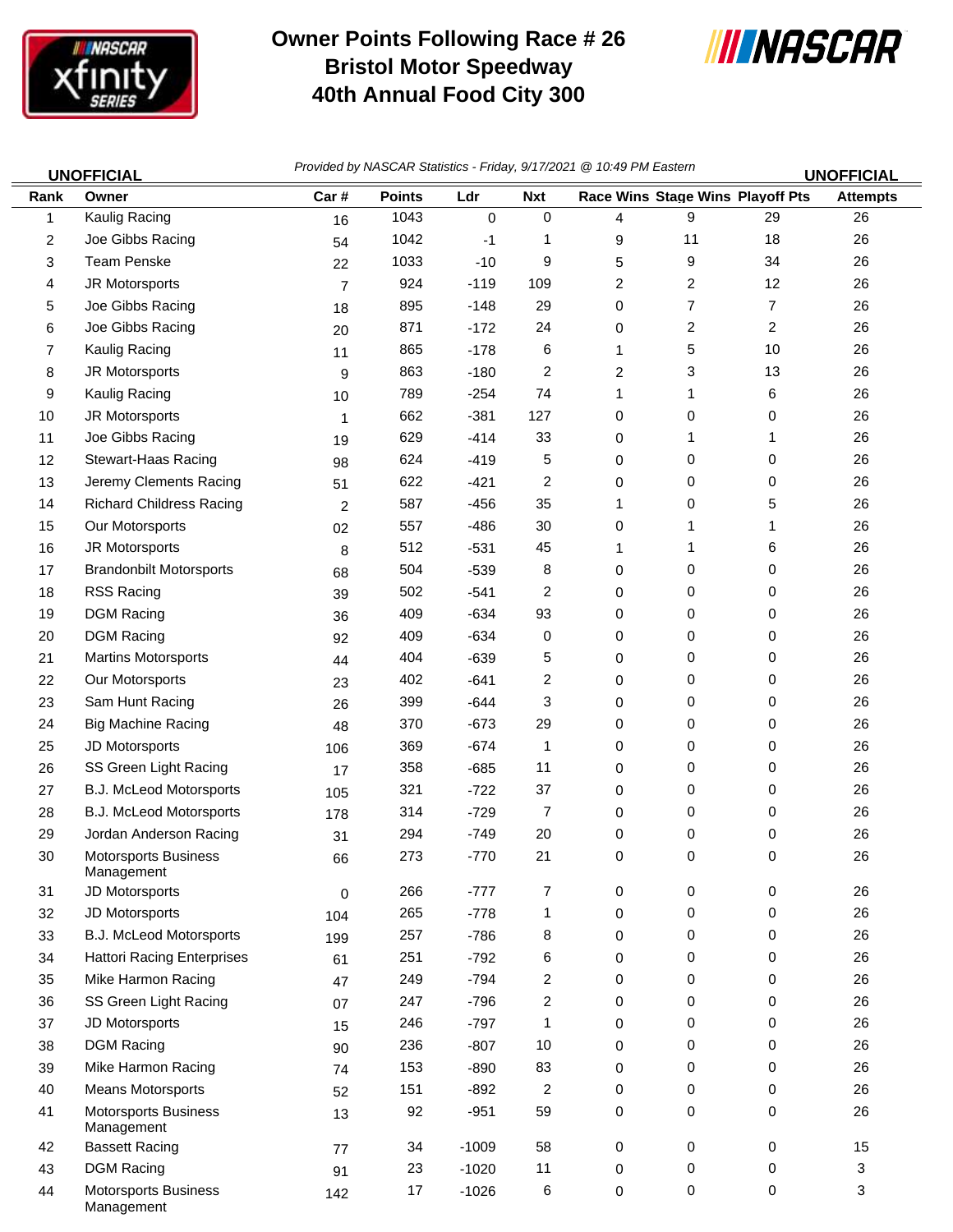# Owner Points Following Race # 26
## Bristol Motor Speedway
## 40th Annual Food City 300

UNOFFICIAL — *Provided by NASCAR Statistics - Friday, 9/17/2021 @ 10:49 PM Eastern* — UNOFFICIAL

| Rank | Owner | Car # | Points | Ldr | Nxt | Race Wins | Stage Wins | Playoff Pts | Attempts |
|---|---|---|---|---|---|---|---|---|---|
| 1 | Kaulig Racing | 16 | 1043 | 0 | 0 | 4 | 9 | 29 | 26 |
| 2 | Joe Gibbs Racing | 54 | 1042 | -1 | 1 | 9 | 11 | 18 | 26 |
| 3 | Team Penske | 22 | 1033 | -10 | 9 | 5 | 9 | 34 | 26 |
| 4 | JR Motorsports | 7 | 924 | -119 | 109 | 2 | 2 | 12 | 26 |
| 5 | Joe Gibbs Racing | 18 | 895 | -148 | 29 | 0 | 7 | 7 | 26 |
| 6 | Joe Gibbs Racing | 20 | 871 | -172 | 24 | 0 | 2 | 2 | 26 |
| 7 | Kaulig Racing | 11 | 865 | -178 | 6 | 1 | 5 | 10 | 26 |
| 8 | JR Motorsports | 9 | 863 | -180 | 2 | 2 | 3 | 13 | 26 |
| 9 | Kaulig Racing | 10 | 789 | -254 | 74 | 1 | 1 | 6 | 26 |
| 10 | JR Motorsports | 1 | 662 | -381 | 127 | 0 | 0 | 0 | 26 |
| 11 | Joe Gibbs Racing | 19 | 629 | -414 | 33 | 0 | 1 | 1 | 26 |
| 12 | Stewart-Haas Racing | 98 | 624 | -419 | 5 | 0 | 0 | 0 | 26 |
| 13 | Jeremy Clements Racing | 51 | 622 | -421 | 2 | 0 | 0 | 0 | 26 |
| 14 | Richard Childress Racing | 2 | 587 | -456 | 35 | 1 | 0 | 5 | 26 |
| 15 | Our Motorsports | 02 | 557 | -486 | 30 | 0 | 1 | 1 | 26 |
| 16 | JR Motorsports | 8 | 512 | -531 | 45 | 1 | 1 | 6 | 26 |
| 17 | Brandonbilt Motorsports | 68 | 504 | -539 | 8 | 0 | 0 | 0 | 26 |
| 18 | RSS Racing | 39 | 502 | -541 | 2 | 0 | 0 | 0 | 26 |
| 19 | DGM Racing | 36 | 409 | -634 | 93 | 0 | 0 | 0 | 26 |
| 20 | DGM Racing | 92 | 409 | -634 | 0 | 0 | 0 | 0 | 26 |
| 21 | Martins Motorsports | 44 | 404 | -639 | 5 | 0 | 0 | 0 | 26 |
| 22 | Our Motorsports | 23 | 402 | -641 | 2 | 0 | 0 | 0 | 26 |
| 23 | Sam Hunt Racing | 26 | 399 | -644 | 3 | 0 | 0 | 0 | 26 |
| 24 | Big Machine Racing | 48 | 370 | -673 | 29 | 0 | 0 | 0 | 26 |
| 25 | JD Motorsports | 106 | 369 | -674 | 1 | 0 | 0 | 0 | 26 |
| 26 | SS Green Light Racing | 17 | 358 | -685 | 11 | 0 | 0 | 0 | 26 |
| 27 | B.J. McLeod Motorsports | 105 | 321 | -722 | 37 | 0 | 0 | 0 | 26 |
| 28 | B.J. McLeod Motorsports | 178 | 314 | -729 | 7 | 0 | 0 | 0 | 26 |
| 29 | Jordan Anderson Racing | 31 | 294 | -749 | 20 | 0 | 0 | 0 | 26 |
| 30 | Motorsports Business Management | 66 | 273 | -770 | 21 | 0 | 0 | 0 | 26 |
| 31 | JD Motorsports | 0 | 266 | -777 | 7 | 0 | 0 | 0 | 26 |
| 32 | JD Motorsports | 104 | 265 | -778 | 1 | 0 | 0 | 0 | 26 |
| 33 | B.J. McLeod Motorsports | 199 | 257 | -786 | 8 | 0 | 0 | 0 | 26 |
| 34 | Hattori Racing Enterprises | 61 | 251 | -792 | 6 | 0 | 0 | 0 | 26 |
| 35 | Mike Harmon Racing | 47 | 249 | -794 | 2 | 0 | 0 | 0 | 26 |
| 36 | SS Green Light Racing | 07 | 247 | -796 | 2 | 0 | 0 | 0 | 26 |
| 37 | JD Motorsports | 15 | 246 | -797 | 1 | 0 | 0 | 0 | 26 |
| 38 | DGM Racing | 90 | 236 | -807 | 10 | 0 | 0 | 0 | 26 |
| 39 | Mike Harmon Racing | 74 | 153 | -890 | 83 | 0 | 0 | 0 | 26 |
| 40 | Means Motorsports | 52 | 151 | -892 | 2 | 0 | 0 | 0 | 26 |
| 41 | Motorsports Business Management | 13 | 92 | -951 | 59 | 0 | 0 | 0 | 26 |
| 42 | Bassett Racing | 77 | 34 | -1009 | 58 | 0 | 0 | 0 | 15 |
| 43 | DGM Racing | 91 | 23 | -1020 | 11 | 0 | 0 | 0 | 3 |
| 44 | Motorsports Business Management | 142 | 17 | -1026 | 6 | 0 | 0 | 0 | 3 |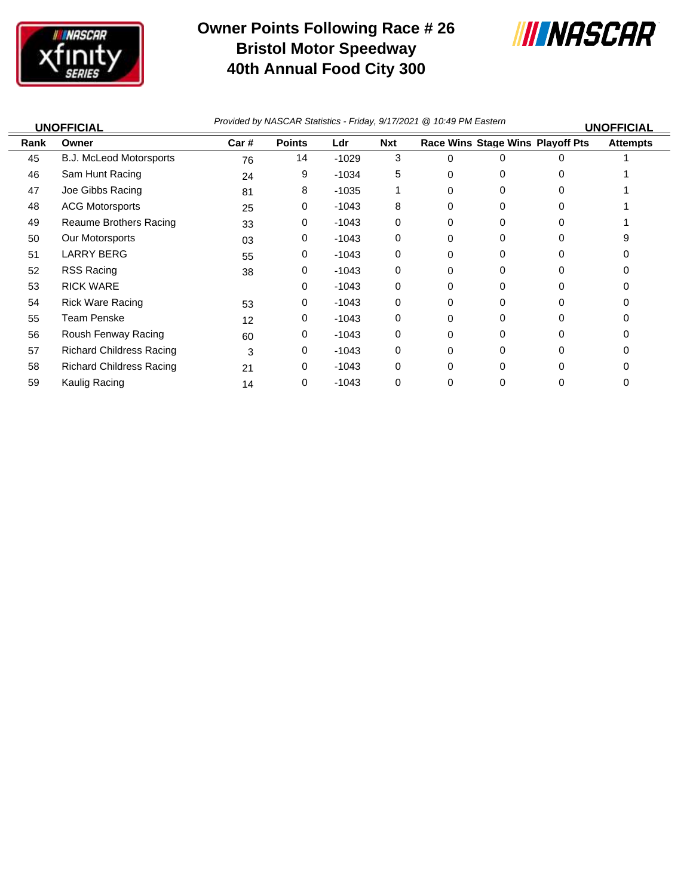# Owner Points Following Race # 26
# Bristol Motor Speedway
# 40th Annual Food City 300

**UNOFFICIAL** *Provided by NASCAR Statistics - Friday, 9/17/2021 @ 10:49 PM Eastern* **UNOFFICIAL**

| Rank | Owner | Car # | Points | Ldr | Nxt | Race Wins | Stage Wins | Playoff Pts | Attempts |
|---|---|---|---|---|---|---|---|---|---|
| 45 | B.J. McLeod Motorsports | 76 | 14 | -1029 | 3 | 0 | 0 | 0 | 1 |
| 46 | Sam Hunt Racing | 24 | 9 | -1034 | 5 | 0 | 0 | 0 | 1 |
| 47 | Joe Gibbs Racing | 81 | 8 | -1035 | 1 | 0 | 0 | 0 | 1 |
| 48 | ACG Motorsports | 25 | 0 | -1043 | 8 | 0 | 0 | 0 | 1 |
| 49 | Reaume Brothers Racing | 33 | 0 | -1043 | 0 | 0 | 0 | 0 | 1 |
| 50 | Our Motorsports | 03 | 0 | -1043 | 0 | 0 | 0 | 0 | 9 |
| 51 | LARRY BERG | 55 | 0 | -1043 | 0 | 0 | 0 | 0 | 0 |
| 52 | RSS Racing | 38 | 0 | -1043 | 0 | 0 | 0 | 0 | 0 |
| 53 | RICK WARE | | 0 | -1043 | 0 | 0 | 0 | 0 | 0 |
| 54 | Rick Ware Racing | 53 | 0 | -1043 | 0 | 0 | 0 | 0 | 0 |
| 55 | Team Penske | 12 | 0 | -1043 | 0 | 0 | 0 | 0 | 0 |
| 56 | Roush Fenway Racing | 60 | 0 | -1043 | 0 | 0 | 0 | 0 | 0 |
| 57 | Richard Childress Racing | 3 | 0 | -1043 | 0 | 0 | 0 | 0 | 0 |
| 58 | Richard Childress Racing | 21 | 0 | -1043 | 0 | 0 | 0 | 0 | 0 |
| 59 | Kaulig Racing | 14 | 0 | -1043 | 0 | 0 | 0 | 0 | 0 |